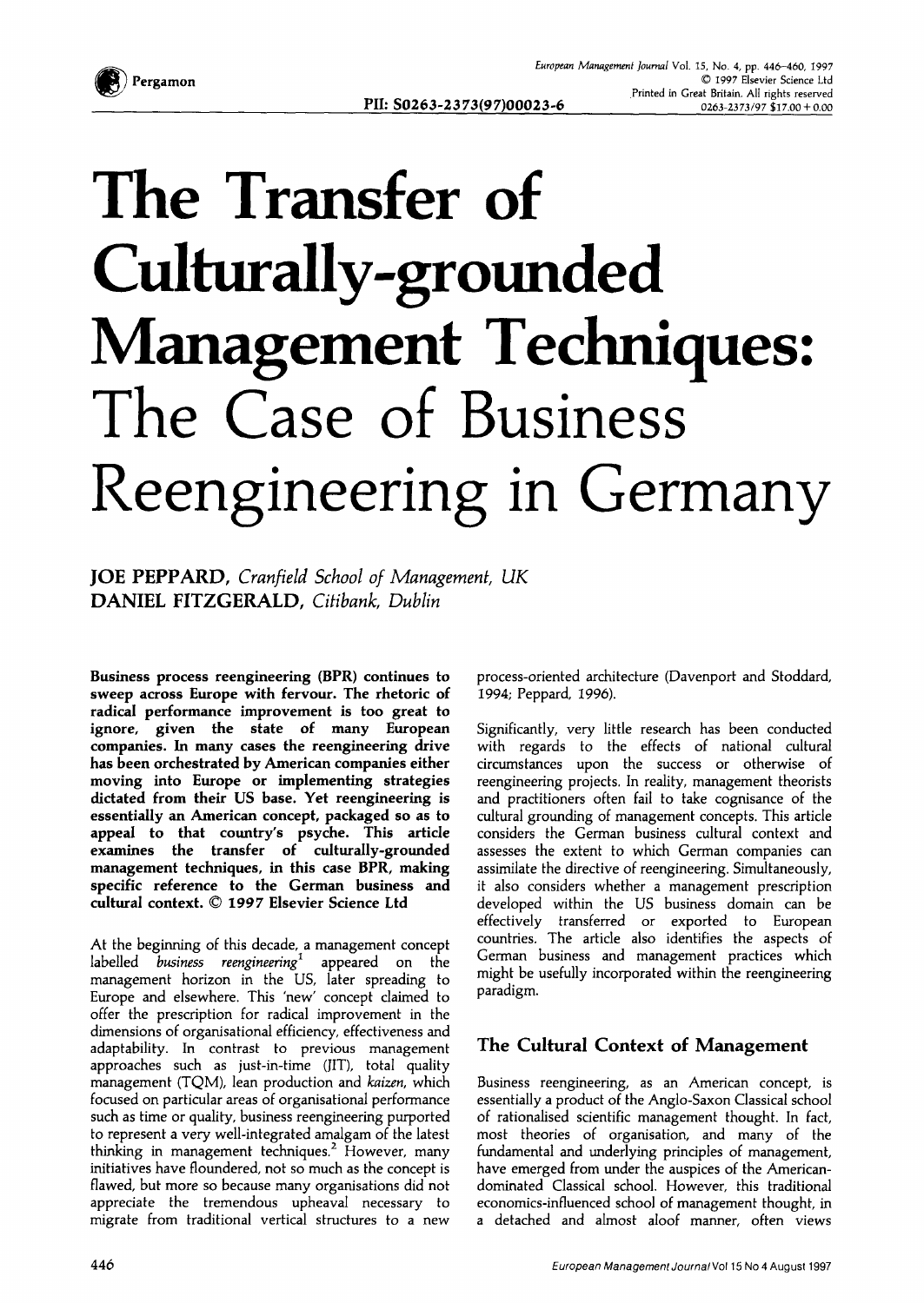# The Transfer of Culturally-grounded Management Techniques: The Case of Business Reengineering in Germany

**JOE PEPPARD**, *Cranfield School of Management, UK*
**DANIEL FITZGERALD**, *Citibank, Dublin*

**Business process reengineering (BPR) continues to sweep across Europe with fervour. The rhetoric of radical performance improvement is too great to ignore, given the state of many European companies. In many cases the reengineering drive has been orchestrated by American companies either moving into Europe or implementing strategies dictated from their US base. Yet reengineering is essentially an American concept, packaged so as to appeal to that country's psyche. This article examines the transfer of culturally-grounded management techniques, in this case BPR, making specific reference to the German business and cultural context. © 1997 Elsevier Science Ltd**

At the beginning of this decade, a management concept labelled *business reengineering*[1] appeared on the management horizon in the US, later spreading to Europe and elsewhere. This 'new' concept claimed to offer the prescription for radical improvement in the dimensions of organisational efficiency, effectiveness and adaptability. In contrast to previous management approaches such as just-in-time (JIT), total quality management (TQM), lean production and *kaizen*, which focused on particular areas of organisational performance such as time or quality, business reengineering purported to represent a very well-integrated amalgam of the latest thinking in management techniques.[2] However, many initiatives have floundered, not so much as the concept is flawed, but more so because many organisations did not appreciate the tremendous upheaval necessary to migrate from traditional vertical structures to a new process-oriented architecture (Davenport and Stoddard, 1994; Peppard, 1996).

Significantly, very little research has been conducted with regards to the effects of national cultural circumstances upon the success or otherwise of reengineering projects. In reality, management theorists and practitioners often fail to take cognisance of the cultural grounding of management concepts. This article considers the German business cultural context and assesses the extent to which German companies can assimilate the directive of reengineering. Simultaneously, it also considers whether a management prescription developed within the US business domain can be effectively transferred or exported to European countries. The article also identifies the aspects of German business and management practices which might be usefully incorporated within the reengineering paradigm.

## The Cultural Context of Management

Business reengineering, as an American concept, is essentially a product of the Anglo-Saxon Classical school of rationalised scientific management thought. In fact, most theories of organisation, and many of the fundamental and underlying principles of management, have emerged from under the auspices of the American-dominated Classical school. However, this traditional economics-influenced school of management thought, in a detached and almost aloof manner, often views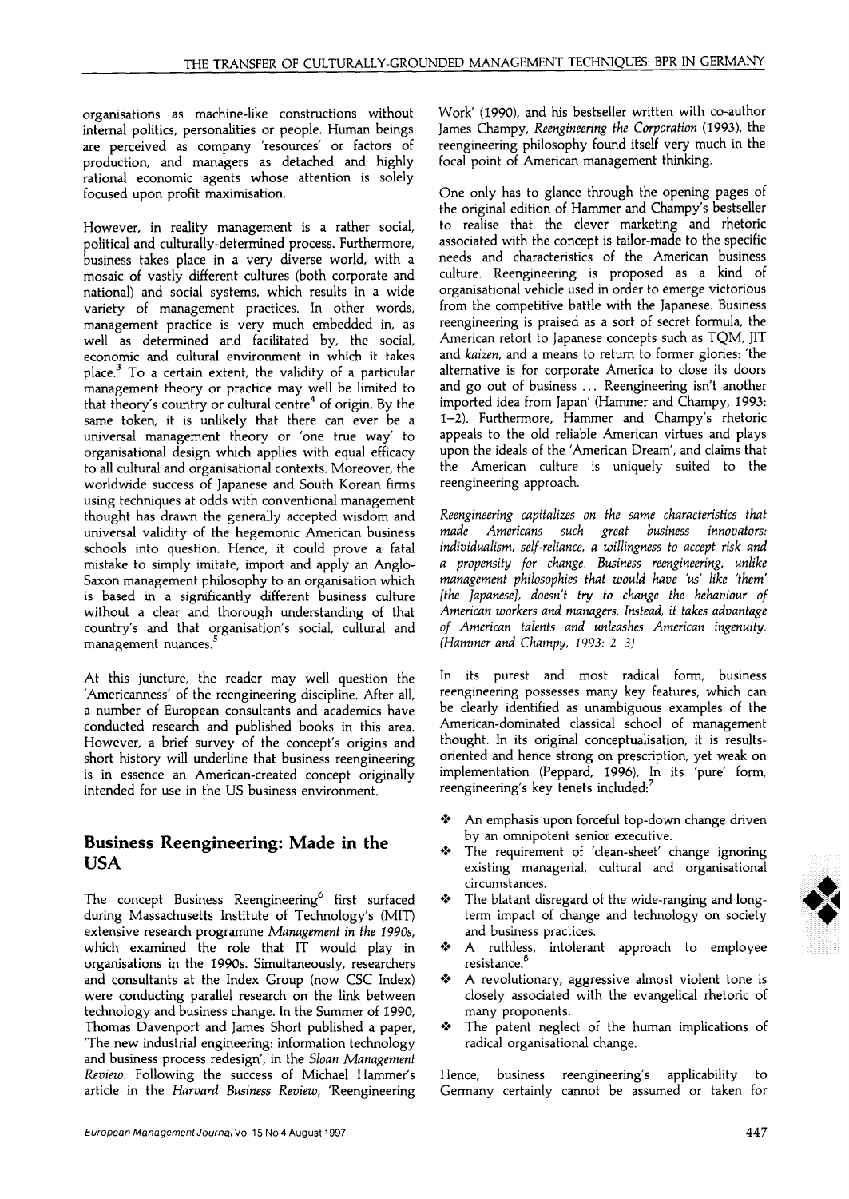organisations as machine-like constructions without internal politics, personalities or people. Human beings are perceived as company 'resources' or factors of production, and managers as detached and highly rational economic agents whose attention is solely focused upon profit maximisation.

However, in reality management is a rather social, political and culturally-determined process. Furthermore, business takes place in a very diverse world, with a mosaic of vastly different cultures (both corporate and national) and social systems, which results in a wide variety of management practices. In other words, management practice is very much embedded in, as well as determined and facilitated by, the social, economic and cultural environment in which it takes place.[3] To a certain extent, the validity of a particular management theory or practice may well be limited to that theory's country or cultural centre[4] of origin. By the same token, it is unlikely that there can ever be a universal management theory or 'one true way' to organisational design which applies with equal efficacy to all cultural and organisational contexts. Moreover, the worldwide success of Japanese and South Korean firms using techniques at odds with conventional management thought has drawn the generally accepted wisdom and universal validity of the hegemonic American business schools into question. Hence, it could prove a fatal mistake to simply imitate, import and apply an Anglo-Saxon management philosophy to an organisation which is based in a significantly different business culture without a clear and thorough understanding of that country's and that organisation's social, cultural and management nuances.[5]

At this juncture, the reader may well question the 'Americanness' of the reengineering discipline. After all, a number of European consultants and academics have conducted research and published books in this area. However, a brief survey of the concept's origins and short history will underline that business reengineering is in essence an American-created concept originally intended for use in the US business environment.

## Business Reengineering: Made in the USA

The concept Business Reengineering[6] first surfaced during Massachusetts Institute of Technology's (MIT) extensive research programme *Management in the 1990s*, which examined the role that IT would play in organisations in the 1990s. Simultaneously, researchers and consultants at the Index Group (now CSC Index) were conducting parallel research on the link between technology and business change. In the Summer of 1990, Thomas Davenport and James Short published a paper, 'The new industrial engineering: information technology and business process redesign', in the *Sloan Management Review*. Following the success of Michael Hammer's article in the *Harvard Business Review*, 'Reengineering Work' (1990), and his bestseller written with co-author James Champy, *Reengineering the Corporation* (1993), the reengineering philosophy found itself very much in the focal point of American management thinking.

One only has to glance through the opening pages of the original edition of Hammer and Champy's bestseller to realise that the clever marketing and rhetoric associated with the concept is tailor-made to the specific needs and characteristics of the American business culture. Reengineering is proposed as a kind of organisational vehicle used in order to emerge victorious from the competitive battle with the Japanese. Business reengineering is praised as a sort of secret formula, the American retort to Japanese concepts such as TQM, JIT and *kaizen*, and a means to return to former glories: 'the alternative is for corporate America to close its doors and go out of business ... Reengineering isn't another imported idea from Japan' (Hammer and Champy, 1993: 1–2). Furthermore, Hammer and Champy's rhetoric appeals to the old reliable American virtues and plays upon the ideals of the 'American Dream', and claims that the American culture is uniquely suited to the reengineering approach.

*Reengineering capitalizes on the same characteristics that made Americans such great business innovators: individualism, self-reliance, a willingness to accept risk and a propensity for change. Business reengineering, unlike management philosophies that would have 'us' like 'them' [the Japanese], doesn't try to change the behaviour of American workers and managers. Instead, it takes advantage of American talents and unleashes American ingenuity.* (Hammer and Champy, 1993: 2–3)

In its purest and most radical form, business reengineering possesses many key features, which can be clearly identified as unambiguous examples of the American-dominated classical school of management thought. In its original conceptualisation, it is results-oriented and hence strong on prescription, yet weak on implementation (Peppard, 1996). In its 'pure' form, reengineering's key tenets included:[7]

- An emphasis upon forceful top-down change driven by an omnipotent senior executive.
- The requirement of 'clean-sheet' change ignoring existing managerial, cultural and organisational circumstances.
- The blatant disregard of the wide-ranging and long-term impact of change and technology on society and business practices.
- A ruthless, intolerant approach to employee resistance.[8]
- A revolutionary, aggressive almost violent tone is closely associated with the evangelical rhetoric of many proponents.
- The patent neglect of the human implications of radical organisational change.

Hence, business reengineering's applicability to Germany certainly cannot be assumed or taken for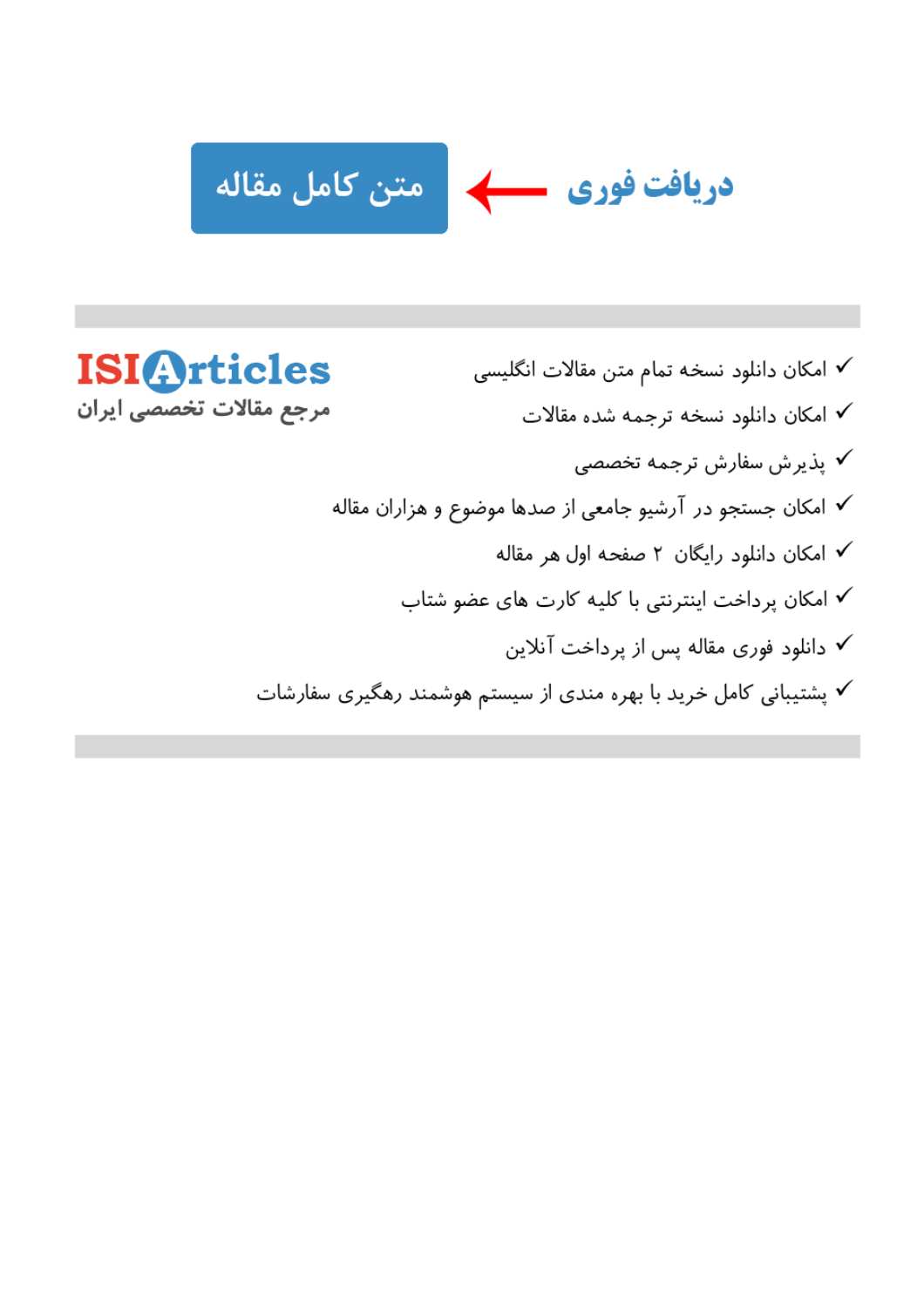دریافت فوری ← متن کامل مقاله

**ISIArticles**
مرجع مقالات تخصصی ایران

- ✓ امکان دانلود نسخه تمام متن مقالات انگلیسی
- ✓ امکان دانلود نسخه ترجمه شده مقالات
- ✓ پذیرش سفارش ترجمه تخصصی
- ✓ امکان جستجو در آرشیو جامعی از صدها موضوع و هزاران مقاله
- ✓ امکان دانلود رایگان ۲ صفحه اول هر مقاله
- ✓ امکان پرداخت اینترنتی با کلیه کارت های عضو شتاب
- ✓ دانلود فوری مقاله پس از پرداخت آنلاین
- ✓ پشتیبانی کامل خرید با بهره مندی از سیستم هوشمند رهگیری سفارشات